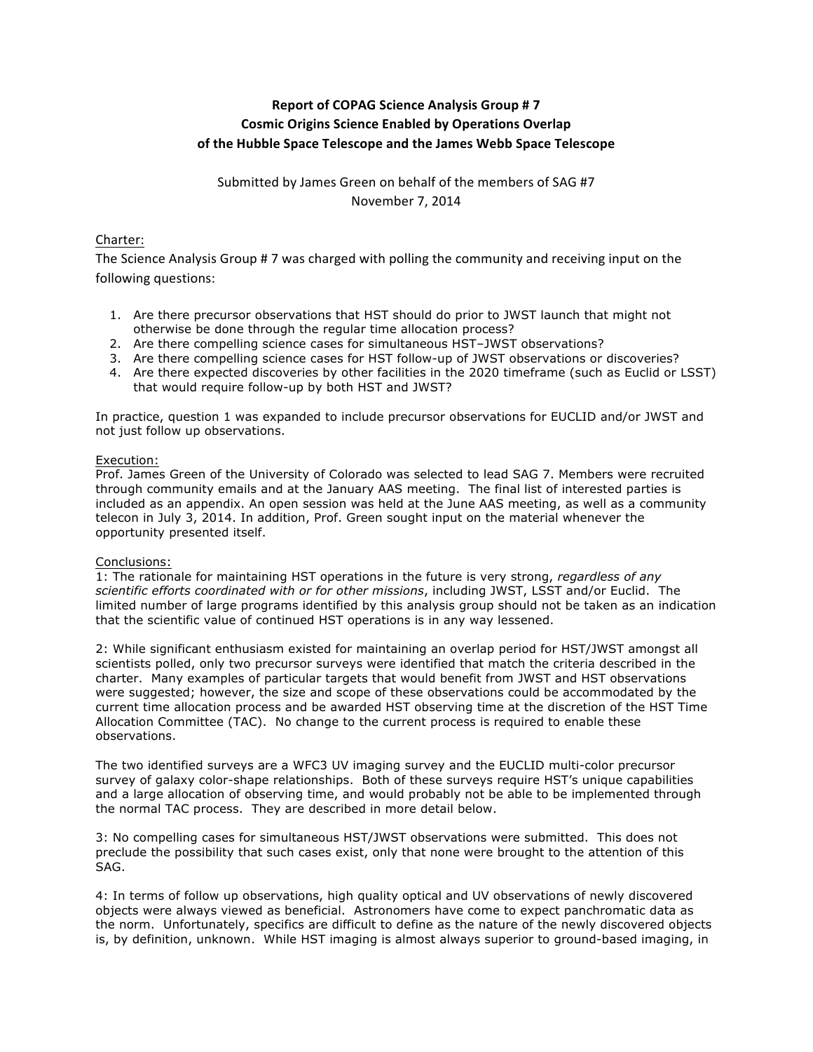# Report of COPAG Science Analysis Group # 7
## Cosmic Origins Science Enabled by Operations Overlap of the Hubble Space Telescope and the James Webb Space Telescope

Submitted by James Green on behalf of the members of SAG #7
November 7, 2014

### Charter:

The Science Analysis Group # 7 was charged with polling the community and receiving input on the following questions:

1. Are there precursor observations that HST should do prior to JWST launch that might not otherwise be done through the regular time allocation process?
2. Are there compelling science cases for simultaneous HST–JWST observations?
3. Are there compelling science cases for HST follow-up of JWST observations or discoveries?
4. Are there expected discoveries by other facilities in the 2020 timeframe (such as Euclid or LSST) that would require follow-up by both HST and JWST?

In practice, question 1 was expanded to include precursor observations for EUCLID and/or JWST and not just follow up observations.

### Execution:

Prof. James Green of the University of Colorado was selected to lead SAG 7. Members were recruited through community emails and at the January AAS meeting. The final list of interested parties is included as an appendix. An open session was held at the June AAS meeting, as well as a community telecon in July 3, 2014. In addition, Prof. Green sought input on the material whenever the opportunity presented itself.

### Conclusions:

1: The rationale for maintaining HST operations in the future is very strong, *regardless of any scientific efforts coordinated with or for other missions*, including JWST, LSST and/or Euclid. The limited number of large programs identified by this analysis group should not be taken as an indication that the scientific value of continued HST operations is in any way lessened.

2: While significant enthusiasm existed for maintaining an overlap period for HST/JWST amongst all scientists polled, only two precursor surveys were identified that match the criteria described in the charter. Many examples of particular targets that would benefit from JWST and HST observations were suggested; however, the size and scope of these observations could be accommodated by the current time allocation process and be awarded HST observing time at the discretion of the HST Time Allocation Committee (TAC). No change to the current process is required to enable these observations.

The two identified surveys are a WFC3 UV imaging survey and the EUCLID multi-color precursor survey of galaxy color-shape relationships. Both of these surveys require HST's unique capabilities and a large allocation of observing time, and would probably not be able to be implemented through the normal TAC process. They are described in more detail below.

3: No compelling cases for simultaneous HST/JWST observations were submitted. This does not preclude the possibility that such cases exist, only that none were brought to the attention of this SAG.

4: In terms of follow up observations, high quality optical and UV observations of newly discovered objects were always viewed as beneficial. Astronomers have come to expect panchromatic data as the norm. Unfortunately, specifics are difficult to define as the nature of the newly discovered objects is, by definition, unknown. While HST imaging is almost always superior to ground-based imaging, in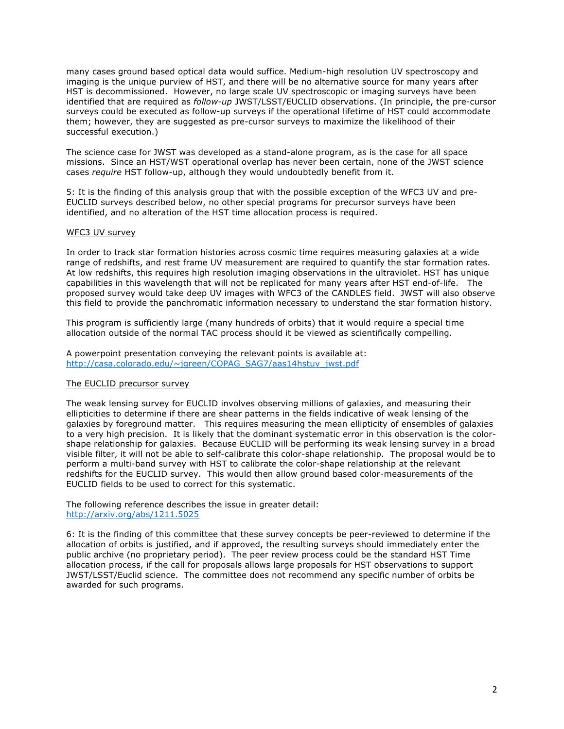many cases ground based optical data would suffice. Medium-high resolution UV spectroscopy and imaging is the unique purview of HST, and there will be no alternative source for many years after HST is decommissioned. However, no large scale UV spectroscopic or imaging surveys have been identified that are required as *follow-up* JWST/LSST/EUCLID observations. (In principle, the pre-cursor surveys could be executed as follow-up surveys if the operational lifetime of HST could accommodate them; however, they are suggested as pre-cursor surveys to maximize the likelihood of their successful execution.)

The science case for JWST was developed as a stand-alone program, as is the case for all space missions. Since an HST/WST operational overlap has never been certain, none of the JWST science cases *require* HST follow-up, although they would undoubtedly benefit from it.

5: It is the finding of this analysis group that with the possible exception of the WFC3 UV and pre-EUCLID surveys described below, no other special programs for precursor surveys have been identified, and no alteration of the HST time allocation process is required.

<u>WFC3 UV survey</u>

In order to track star formation histories across cosmic time requires measuring galaxies at a wide range of redshifts, and rest frame UV measurement are required to quantify the star formation rates. At low redshifts, this requires high resolution imaging observations in the ultraviolet. HST has unique capabilities in this wavelength that will not be replicated for many years after HST end-of-life. The proposed survey would take deep UV images with WFC3 of the CANDLES field. JWST will also observe this field to provide the panchromatic information necessary to understand the star formation history.

This program is sufficiently large (many hundreds of orbits) that it would require a special time allocation outside of the normal TAC process should it be viewed as scientifically compelling.

A powerpoint presentation conveying the relevant points is available at:
http://casa.colorado.edu/~jgreen/COPAG_SAG7/aas14hstuv_jwst.pdf

<u>The EUCLID precursor survey</u>

The weak lensing survey for EUCLID involves observing millions of galaxies, and measuring their ellipticities to determine if there are shear patterns in the fields indicative of weak lensing of the galaxies by foreground matter. This requires measuring the mean ellipticity of ensembles of galaxies to a very high precision. It is likely that the dominant systematic error in this observation is the color-shape relationship for galaxies. Because EUCLID will be performing its weak lensing survey in a broad visible filter, it will not be able to self-calibrate this color-shape relationship. The proposal would be to perform a multi-band survey with HST to calibrate the color-shape relationship at the relevant redshifts for the EUCLID survey. This would then allow ground based color-measurements of the EUCLID fields to be used to correct for this systematic.

The following reference describes the issue in greater detail:
http://arxiv.org/abs/1211.5025

6: It is the finding of this committee that these survey concepts be peer-reviewed to determine if the allocation of orbits is justified, and if approved, the resulting surveys should immediately enter the public archive (no proprietary period). The peer review process could be the standard HST Time allocation process, if the call for proposals allows large proposals for HST observations to support JWST/LSST/Euclid science. The committee does not recommend any specific number of orbits be awarded for such programs.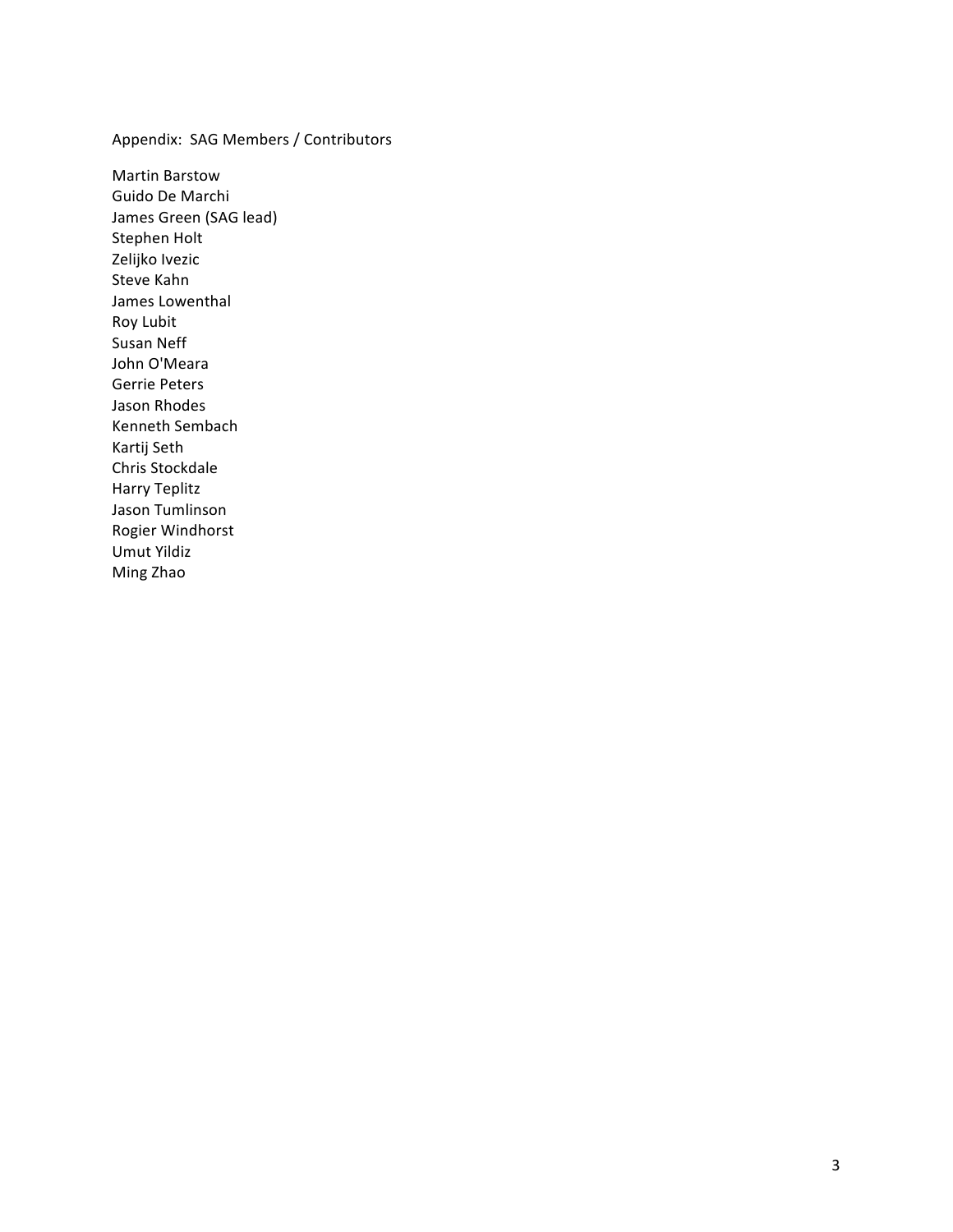Appendix: SAG Members / Contributors

Martin Barstow
Guido De Marchi
James Green (SAG lead)
Stephen Holt
Zelijko Ivezic
Steve Kahn
James Lowenthal
Roy Lubit
Susan Neff
John O'Meara
Gerrie Peters
Jason Rhodes
Kenneth Sembach
Kartij Seth
Chris Stockdale
Harry Teplitz
Jason Tumlinson
Rogier Windhorst
Umut Yildiz
Ming Zhao